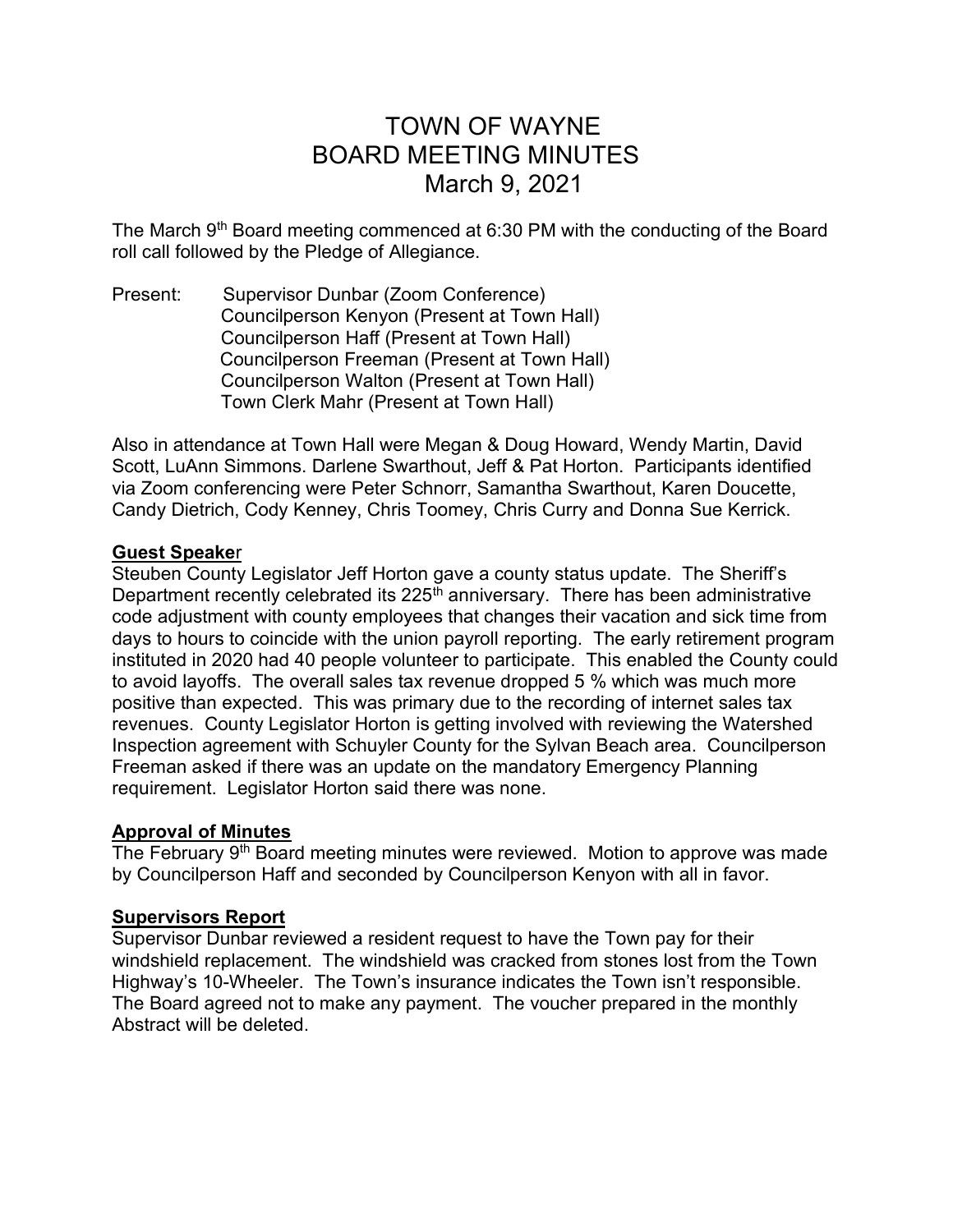# TOWN OF WAYNE
# BOARD MEETING MINUTES
# March 9, 2021

The March 9th Board meeting commenced at 6:30 PM with the conducting of the Board roll call followed by the Pledge of Allegiance.

Present:
- Supervisor Dunbar (Zoom Conference)
- Councilperson Kenyon (Present at Town Hall)
- Councilperson Haff (Present at Town Hall)
- Councilperson Freeman (Present at Town Hall)
- Councilperson Walton (Present at Town Hall)
- Town Clerk Mahr (Present at Town Hall)

Also in attendance at Town Hall were Megan & Doug Howard, Wendy Martin, David Scott, LuAnn Simmons. Darlene Swarthout, Jeff & Pat Horton. Participants identified via Zoom conferencing were Peter Schnorr, Samantha Swarthout, Karen Doucette, Candy Dietrich, Cody Kenney, Chris Toomey, Chris Curry and Donna Sue Kerrick.

**Guest Speaker**

Steuben County Legislator Jeff Horton gave a county status update. The Sheriff's Department recently celebrated its 225th anniversary. There has been administrative code adjustment with county employees that changes their vacation and sick time from days to hours to coincide with the union payroll reporting. The early retirement program instituted in 2020 had 40 people volunteer to participate. This enabled the County could to avoid layoffs. The overall sales tax revenue dropped 5 % which was much more positive than expected. This was primary due to the recording of internet sales tax revenues. County Legislator Horton is getting involved with reviewing the Watershed Inspection agreement with Schuyler County for the Sylvan Beach area. Councilperson Freeman asked if there was an update on the mandatory Emergency Planning requirement. Legislator Horton said there was none.

**Approval of Minutes**

The February 9th Board meeting minutes were reviewed. Motion to approve was made by Councilperson Haff and seconded by Councilperson Kenyon with all in favor.

**Supervisors Report**

Supervisor Dunbar reviewed a resident request to have the Town pay for their windshield replacement. The windshield was cracked from stones lost from the Town Highway's 10-Wheeler. The Town's insurance indicates the Town isn't responsible. The Board agreed not to make any payment. The voucher prepared in the monthly Abstract will be deleted.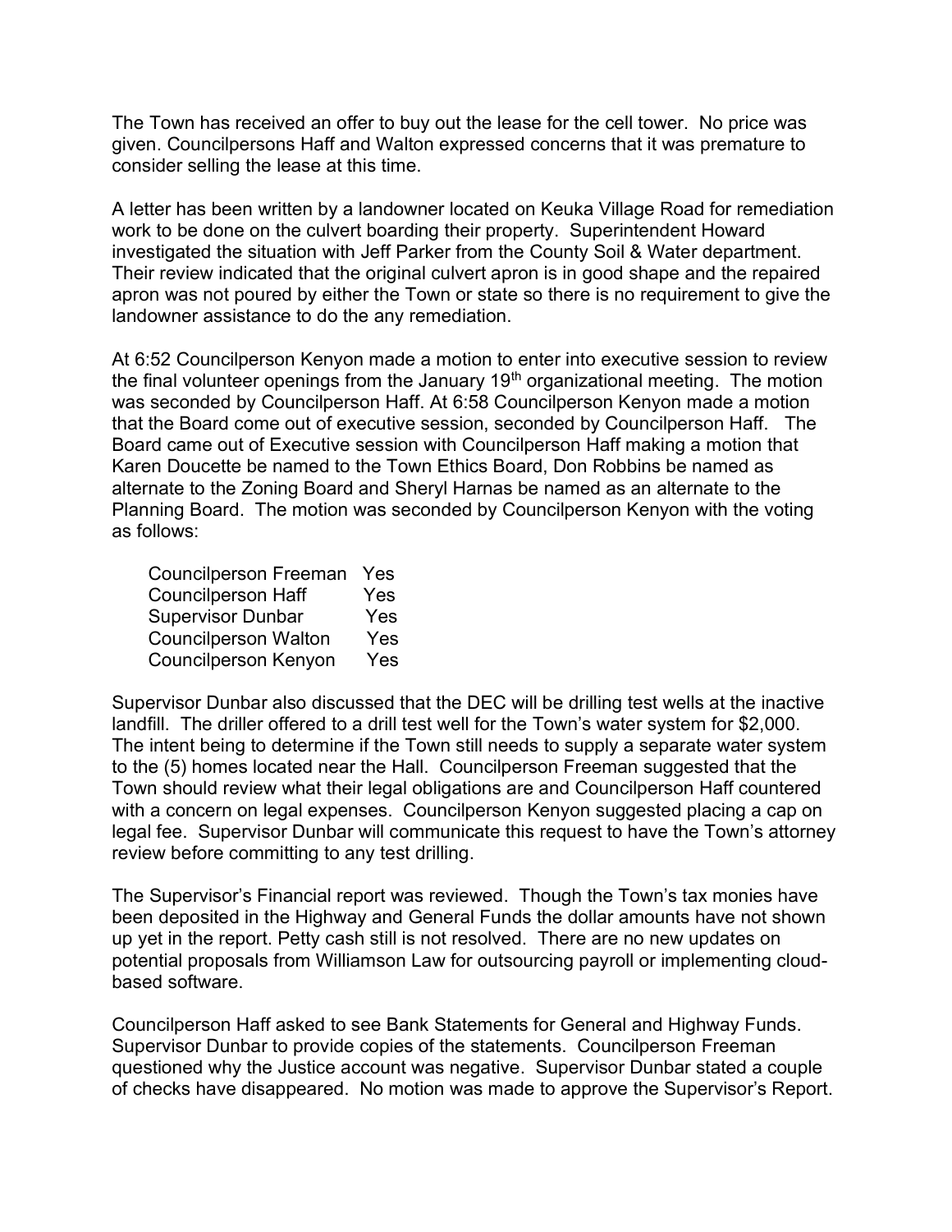The Town has received an offer to buy out the lease for the cell tower. No price was given. Councilpersons Haff and Walton expressed concerns that it was premature to consider selling the lease at this time.

A letter has been written by a landowner located on Keuka Village Road for remediation work to be done on the culvert boarding their property. Superintendent Howard investigated the situation with Jeff Parker from the County Soil & Water department. Their review indicated that the original culvert apron is in good shape and the repaired apron was not poured by either the Town or state so there is no requirement to give the landowner assistance to do the any remediation.

At 6:52 Councilperson Kenyon made a motion to enter into executive session to review the final volunteer openings from the January 19th organizational meeting. The motion was seconded by Councilperson Haff. At 6:58 Councilperson Kenyon made a motion that the Board come out of executive session, seconded by Councilperson Haff. The Board came out of Executive session with Councilperson Haff making a motion that Karen Doucette be named to the Town Ethics Board, Don Robbins be named as alternate to the Zoning Board and Sheryl Harnas be named as an alternate to the Planning Board. The motion was seconded by Councilperson Kenyon with the voting as follows:

| | |
|---|---|
| Councilperson Freeman | Yes |
| Councilperson Haff | Yes |
| Supervisor Dunbar | Yes |
| Councilperson Walton | Yes |
| Councilperson Kenyon | Yes |

Supervisor Dunbar also discussed that the DEC will be drilling test wells at the inactive landfill. The driller offered to a drill test well for the Town's water system for $2,000. The intent being to determine if the Town still needs to supply a separate water system to the (5) homes located near the Hall. Councilperson Freeman suggested that the Town should review what their legal obligations are and Councilperson Haff countered with a concern on legal expenses. Councilperson Kenyon suggested placing a cap on legal fee. Supervisor Dunbar will communicate this request to have the Town's attorney review before committing to any test drilling.

The Supervisor's Financial report was reviewed. Though the Town's tax monies have been deposited in the Highway and General Funds the dollar amounts have not shown up yet in the report. Petty cash still is not resolved. There are no new updates on potential proposals from Williamson Law for outsourcing payroll or implementing cloud-based software.

Councilperson Haff asked to see Bank Statements for General and Highway Funds. Supervisor Dunbar to provide copies of the statements. Councilperson Freeman questioned why the Justice account was negative. Supervisor Dunbar stated a couple of checks have disappeared. No motion was made to approve the Supervisor's Report.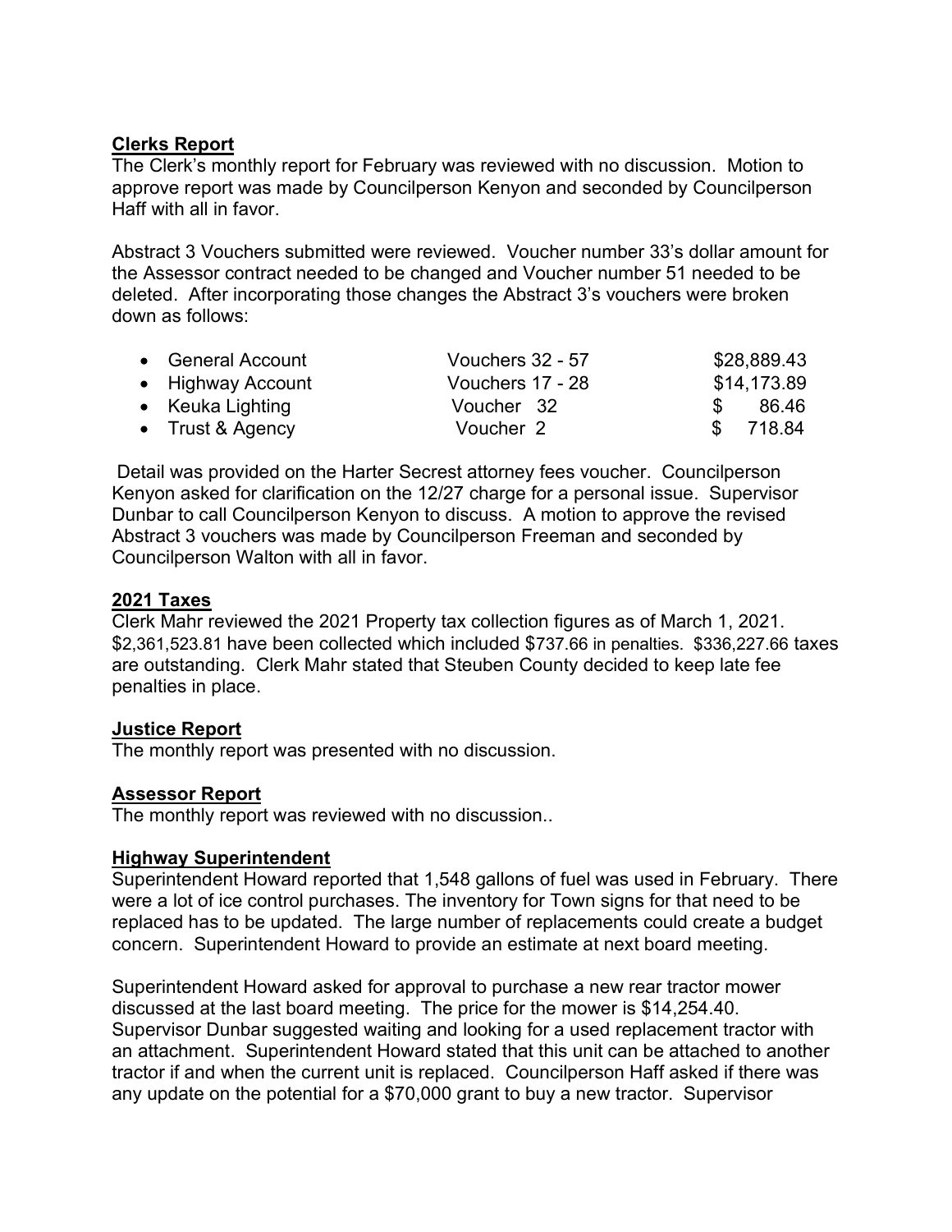**Clerks Report**

The Clerk's monthly report for February was reviewed with no discussion. Motion to approve report was made by Councilperson Kenyon and seconded by Councilperson Haff with all in favor.

Abstract 3 Vouchers submitted were reviewed. Voucher number 33's dollar amount for the Assessor contract needed to be changed and Voucher number 51 needed to be deleted. After incorporating those changes the Abstract 3's vouchers were broken down as follows:

| Account | Vouchers | Amount |
|---|---|---|
| General Account | Vouchers 32 - 57 | $28,889.43 |
| Highway Account | Vouchers 17 - 28 | $14,173.89 |
| Keuka Lighting | Voucher 32 | $ 86.46 |
| Trust & Agency | Voucher 2 | $ 718.84 |

Detail was provided on the Harter Secrest attorney fees voucher. Councilperson Kenyon asked for clarification on the 12/27 charge for a personal issue. Supervisor Dunbar to call Councilperson Kenyon to discuss. A motion to approve the revised Abstract 3 vouchers was made by Councilperson Freeman and seconded by Councilperson Walton with all in favor.

**2021 Taxes**

Clerk Mahr reviewed the 2021 Property tax collection figures as of March 1, 2021. $2,361,523.81 have been collected which included $737.66 in penalties. $336,227.66 taxes are outstanding. Clerk Mahr stated that Steuben County decided to keep late fee penalties in place.

**Justice Report**

The monthly report was presented with no discussion.

**Assessor Report**

The monthly report was reviewed with no discussion..

**Highway Superintendent**

Superintendent Howard reported that 1,548 gallons of fuel was used in February. There were a lot of ice control purchases. The inventory for Town signs for that need to be replaced has to be updated. The large number of replacements could create a budget concern. Superintendent Howard to provide an estimate at next board meeting.

Superintendent Howard asked for approval to purchase a new rear tractor mower discussed at the last board meeting. The price for the mower is $14,254.40. Supervisor Dunbar suggested waiting and looking for a used replacement tractor with an attachment. Superintendent Howard stated that this unit can be attached to another tractor if and when the current unit is replaced. Councilperson Haff asked if there was any update on the potential for a $70,000 grant to buy a new tractor. Supervisor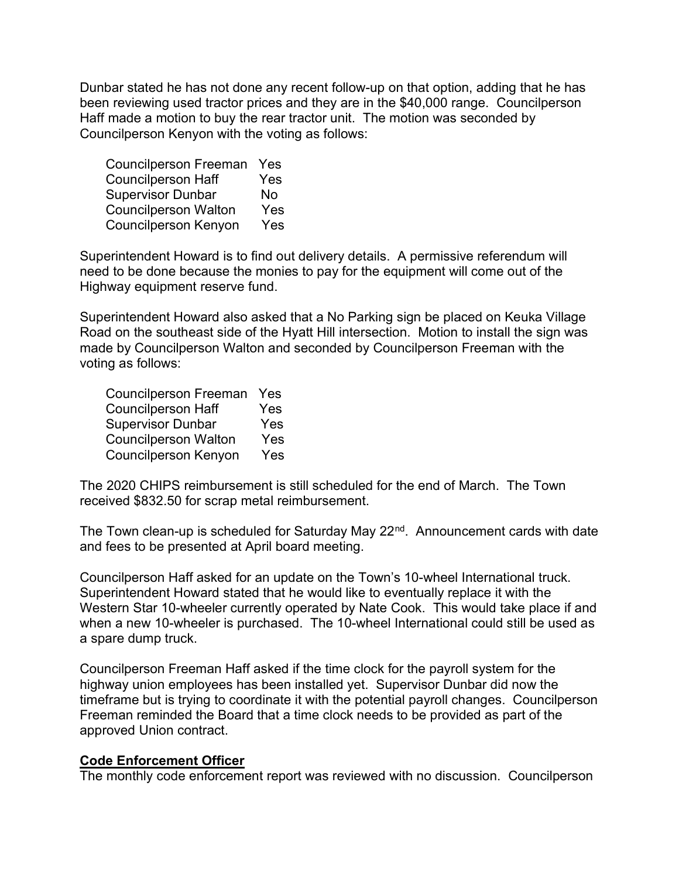Dunbar stated he has not done any recent follow-up on that option, adding that he has been reviewing used tractor prices and they are in the $40,000 range. Councilperson Haff made a motion to buy the rear tractor unit. The motion was seconded by Councilperson Kenyon with the voting as follows:

Councilperson Freeman Yes
Councilperson Haff Yes
Supervisor Dunbar No
Councilperson Walton Yes
Councilperson Kenyon Yes

Superintendent Howard is to find out delivery details. A permissive referendum will need to be done because the monies to pay for the equipment will come out of the Highway equipment reserve fund.

Superintendent Howard also asked that a No Parking sign be placed on Keuka Village Road on the southeast side of the Hyatt Hill intersection. Motion to install the sign was made by Councilperson Walton and seconded by Councilperson Freeman with the voting as follows:

Councilperson Freeman Yes
Councilperson Haff Yes
Supervisor Dunbar Yes
Councilperson Walton Yes
Councilperson Kenyon Yes

The 2020 CHIPS reimbursement is still scheduled for the end of March. The Town received $832.50 for scrap metal reimbursement.

The Town clean-up is scheduled for Saturday May 22nd. Announcement cards with date and fees to be presented at April board meeting.

Councilperson Haff asked for an update on the Town's 10-wheel International truck. Superintendent Howard stated that he would like to eventually replace it with the Western Star 10-wheeler currently operated by Nate Cook. This would take place if and when a new 10-wheeler is purchased. The 10-wheel International could still be used as a spare dump truck.

Councilperson Freeman Haff asked if the time clock for the payroll system for the highway union employees has been installed yet. Supervisor Dunbar did now the timeframe but is trying to coordinate it with the potential payroll changes. Councilperson Freeman reminded the Board that a time clock needs to be provided as part of the approved Union contract.

**Code Enforcement Officer**

The monthly code enforcement report was reviewed with no discussion. Councilperson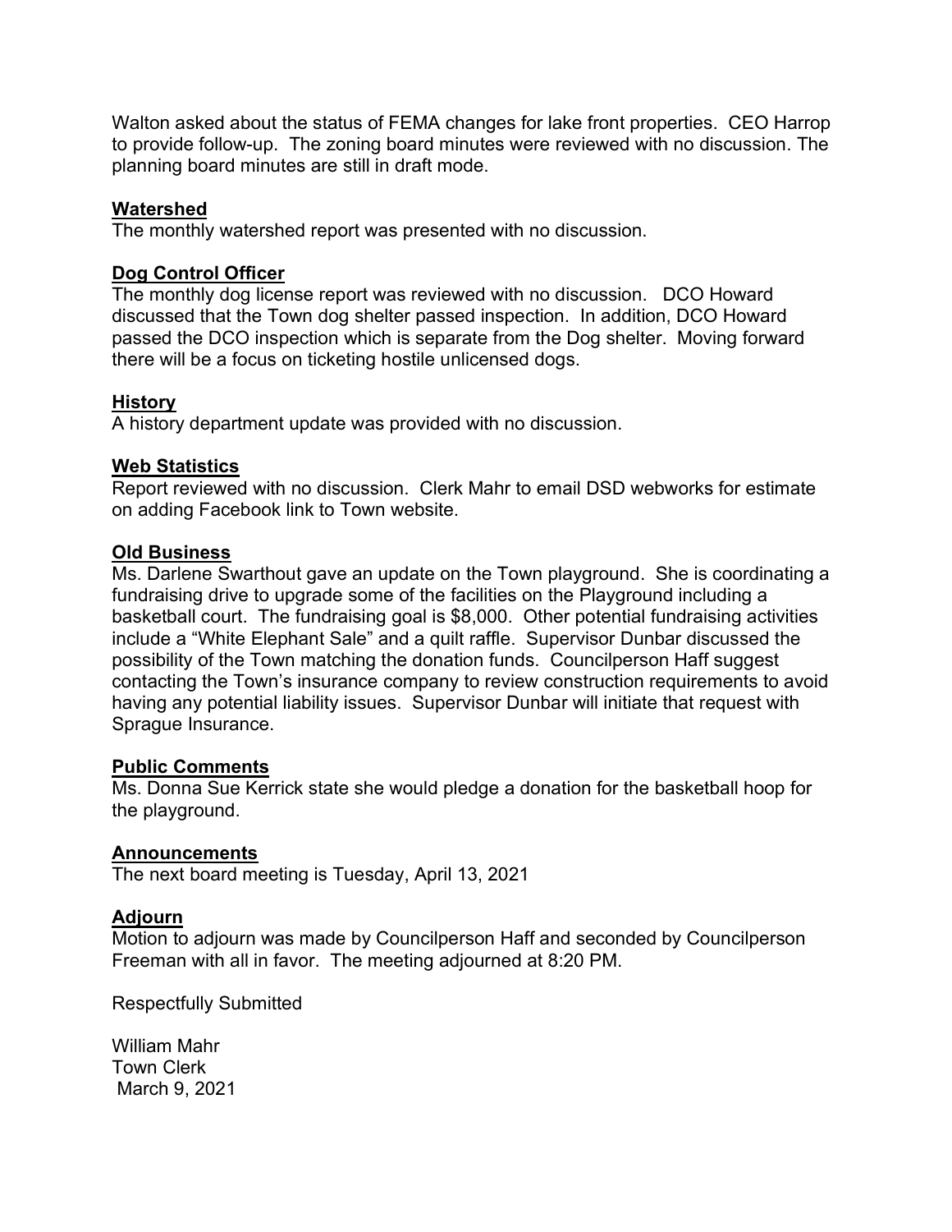Walton asked about the status of FEMA changes for lake front properties. CEO Harrop to provide follow-up. The zoning board minutes were reviewed with no discussion. The planning board minutes are still in draft mode.

## Watershed

The monthly watershed report was presented with no discussion.

## Dog Control Officer

The monthly dog license report was reviewed with no discussion. DCO Howard discussed that the Town dog shelter passed inspection. In addition, DCO Howard passed the DCO inspection which is separate from the Dog shelter. Moving forward there will be a focus on ticketing hostile unlicensed dogs.

## History

A history department update was provided with no discussion.

## Web Statistics

Report reviewed with no discussion. Clerk Mahr to email DSD webworks for estimate on adding Facebook link to Town website.

## Old Business

Ms. Darlene Swarthout gave an update on the Town playground. She is coordinating a fundraising drive to upgrade some of the facilities on the Playground including a basketball court. The fundraising goal is $8,000. Other potential fundraising activities include a "White Elephant Sale" and a quilt raffle. Supervisor Dunbar discussed the possibility of the Town matching the donation funds. Councilperson Haff suggest contacting the Town's insurance company to review construction requirements to avoid having any potential liability issues. Supervisor Dunbar will initiate that request with Sprague Insurance.

## Public Comments

Ms. Donna Sue Kerrick state she would pledge a donation for the basketball hoop for the playground.

## Announcements

The next board meeting is Tuesday, April 13, 2021

## Adjourn

Motion to adjourn was made by Councilperson Haff and seconded by Councilperson Freeman with all in favor. The meeting adjourned at 8:20 PM.

Respectfully Submitted

William Mahr
Town Clerk
March 9, 2021